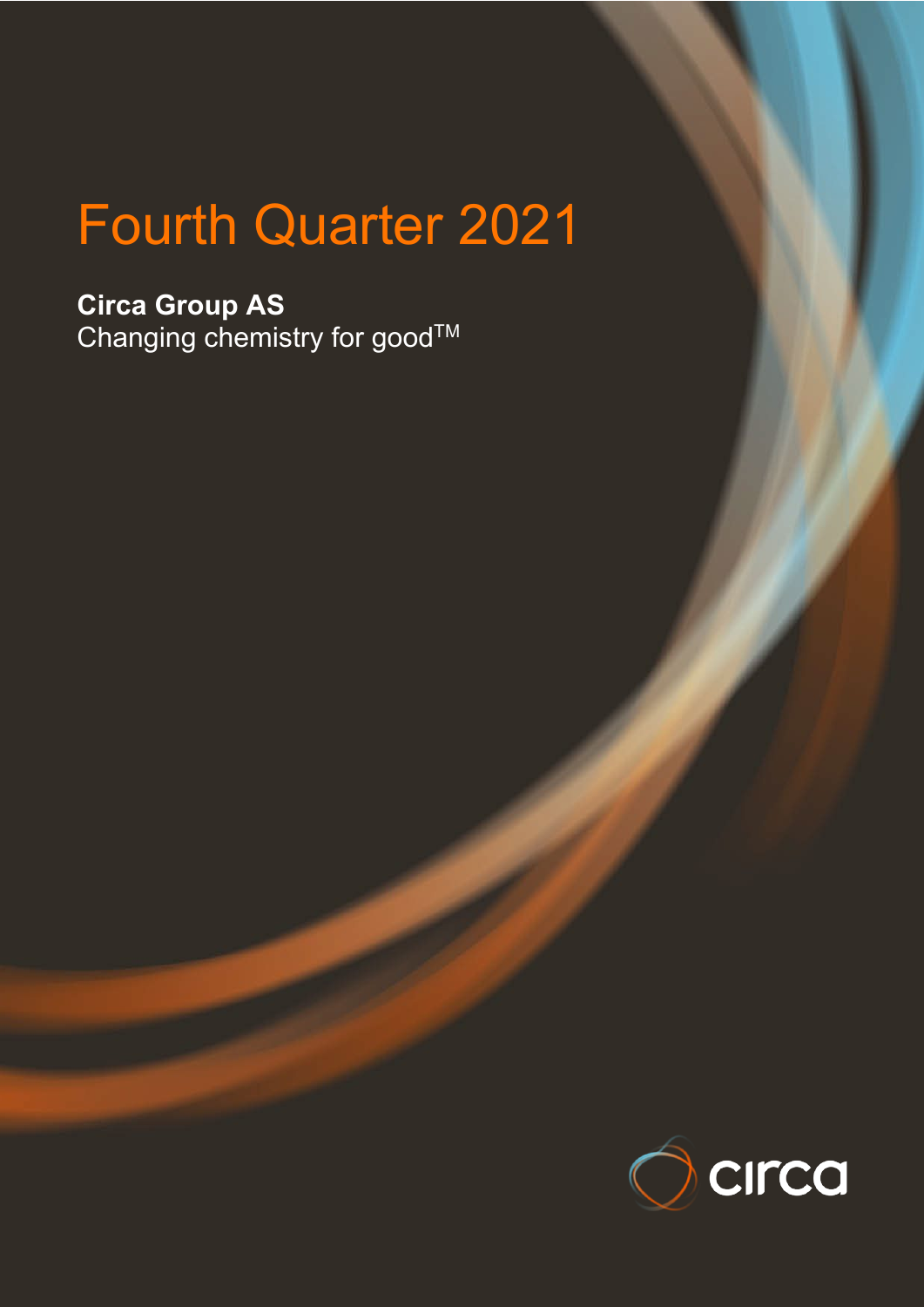# Fourth Quarter 2021

**Circa Group AS**
Changing chemistry for good™

circa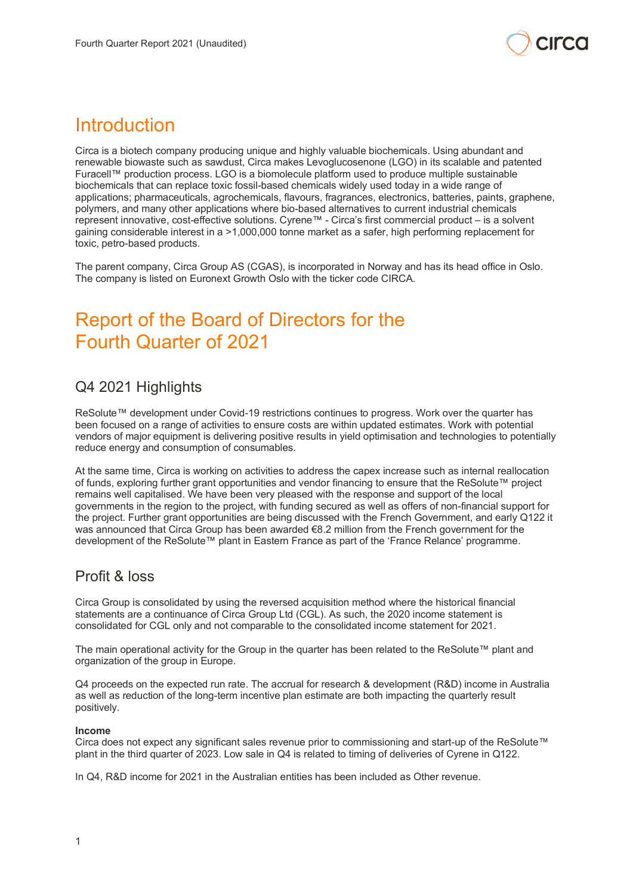# Introduction

Circa is a biotech company producing unique and highly valuable biochemicals. Using abundant and renewable biowaste such as sawdust, Circa makes Levoglucosenone (LGO) in its scalable and patented Furacell™ production process. LGO is a biomolecule platform used to produce multiple sustainable biochemicals that can replace toxic fossil-based chemicals widely used today in a wide range of applications; pharmaceuticals, agrochemicals, flavours, fragrances, electronics, batteries, paints, graphene, polymers, and many other applications where bio-based alternatives to current industrial chemicals represent innovative, cost-effective solutions. Cyrene™ - Circa's first commercial product – is a solvent gaining considerable interest in a >1,000,000 tonne market as a safer, high performing replacement for toxic, petro-based products.

The parent company, Circa Group AS (CGAS), is incorporated in Norway and has its head office in Oslo. The company is listed on Euronext Growth Oslo with the ticker code CIRCA.

# Report of the Board of Directors for the Fourth Quarter of 2021

## Q4 2021 Highlights

ReSolute™ development under Covid-19 restrictions continues to progress. Work over the quarter has been focused on a range of activities to ensure costs are within updated estimates. Work with potential vendors of major equipment is delivering positive results in yield optimisation and technologies to potentially reduce energy and consumption of consumables.

At the same time, Circa is working on activities to address the capex increase such as internal reallocation of funds, exploring further grant opportunities and vendor financing to ensure that the ReSolute™ project remains well capitalised. We have been very pleased with the response and support of the local governments in the region to the project, with funding secured as well as offers of non-financial support for the project. Further grant opportunities are being discussed with the French Government, and early Q122 it was announced that Circa Group has been awarded €8.2 million from the French government for the development of the ReSolute™ plant in Eastern France as part of the 'France Relance' programme.

## Profit & loss

Circa Group is consolidated by using the reversed acquisition method where the historical financial statements are a continuance of Circa Group Ltd (CGL). As such, the 2020 income statement is consolidated for CGL only and not comparable to the consolidated income statement for 2021.

The main operational activity for the Group in the quarter has been related to the ReSolute™ plant and organization of the group in Europe.

Q4 proceeds on the expected run rate. The accrual for research & development (R&D) income in Australia as well as reduction of the long-term incentive plan estimate are both impacting the quarterly result positively.

**Income**

Circa does not expect any significant sales revenue prior to commissioning and start-up of the ReSolute™ plant in the third quarter of 2023. Low sale in Q4 is related to timing of deliveries of Cyrene in Q122.

In Q4, R&D income for 2021 in the Australian entities has been included as Other revenue.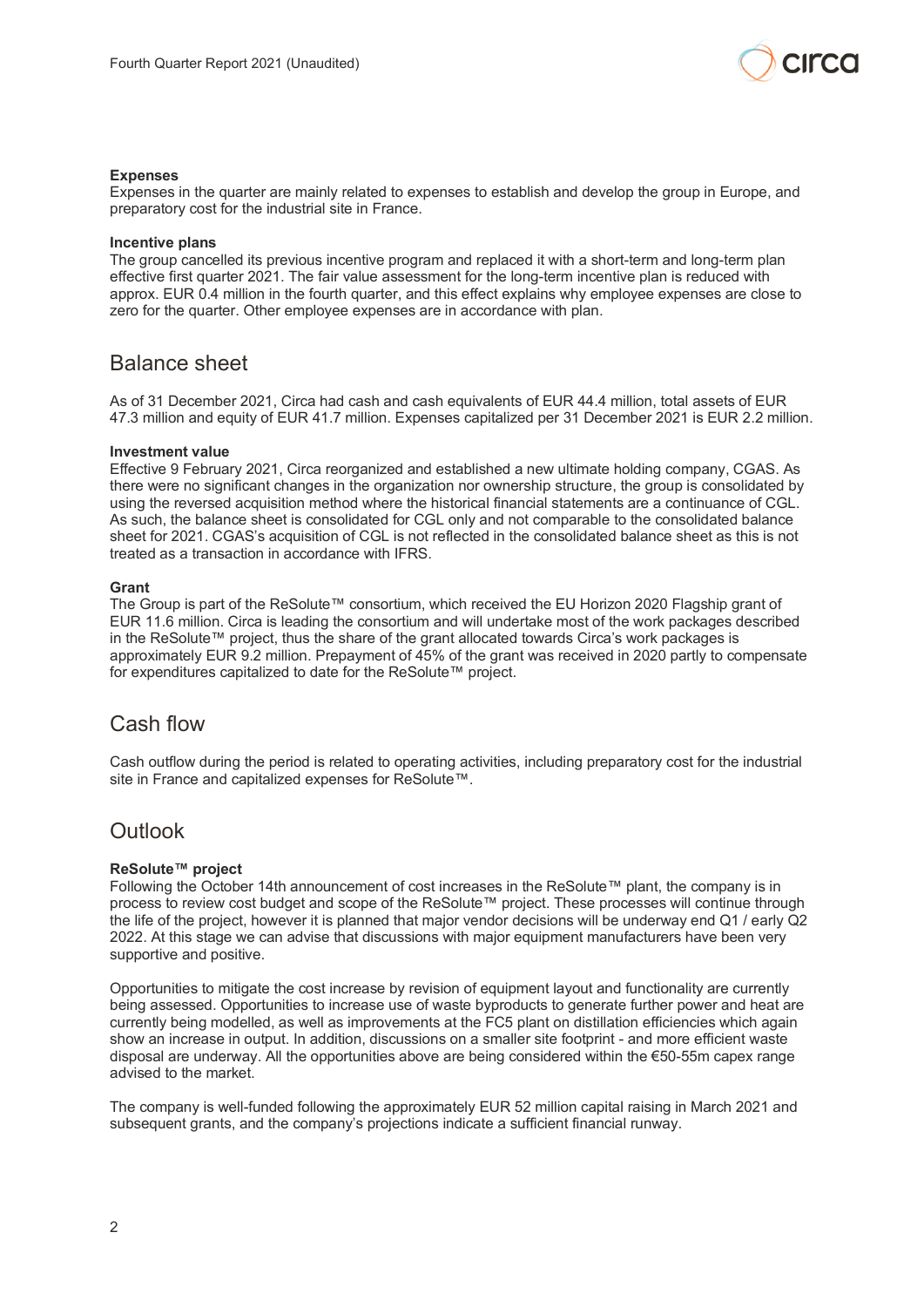### Expenses

Expenses in the quarter are mainly related to expenses to establish and develop the group in Europe, and preparatory cost for the industrial site in France.

### Incentive plans

The group cancelled its previous incentive program and replaced it with a short-term and long-term plan effective first quarter 2021. The fair value assessment for the long-term incentive plan is reduced with approx. EUR 0.4 million in the fourth quarter, and this effect explains why employee expenses are close to zero for the quarter. Other employee expenses are in accordance with plan.

## Balance sheet

As of 31 December 2021, Circa had cash and cash equivalents of EUR 44.4 million, total assets of EUR 47.3 million and equity of EUR 41.7 million. Expenses capitalized per 31 December 2021 is EUR 2.2 million.

### Investment value

Effective 9 February 2021, Circa reorganized and established a new ultimate holding company, CGAS. As there were no significant changes in the organization nor ownership structure, the group is consolidated by using the reversed acquisition method where the historical financial statements are a continuance of CGL. As such, the balance sheet is consolidated for CGL only and not comparable to the consolidated balance sheet for 2021. CGAS's acquisition of CGL is not reflected in the consolidated balance sheet as this is not treated as a transaction in accordance with IFRS.

### Grant

The Group is part of the ReSolute™ consortium, which received the EU Horizon 2020 Flagship grant of EUR 11.6 million. Circa is leading the consortium and will undertake most of the work packages described in the ReSolute™ project, thus the share of the grant allocated towards Circa's work packages is approximately EUR 9.2 million. Prepayment of 45% of the grant was received in 2020 partly to compensate for expenditures capitalized to date for the ReSolute™ project.

## Cash flow

Cash outflow during the period is related to operating activities, including preparatory cost for the industrial site in France and capitalized expenses for ReSolute™.

## Outlook

### ReSolute™ project

Following the October 14th announcement of cost increases in the ReSolute™ plant, the company is in process to review cost budget and scope of the ReSolute™ project. These processes will continue through the life of the project, however it is planned that major vendor decisions will be underway end Q1 / early Q2 2022. At this stage we can advise that discussions with major equipment manufacturers have been very supportive and positive.

Opportunities to mitigate the cost increase by revision of equipment layout and functionality are currently being assessed. Opportunities to increase use of waste byproducts to generate further power and heat are currently being modelled, as well as improvements at the FC5 plant on distillation efficiencies which again show an increase in output. In addition, discussions on a smaller site footprint - and more efficient waste disposal are underway. All the opportunities above are being considered within the €50-55m capex range advised to the market.

The company is well-funded following the approximately EUR 52 million capital raising in March 2021 and subsequent grants, and the company's projections indicate a sufficient financial runway.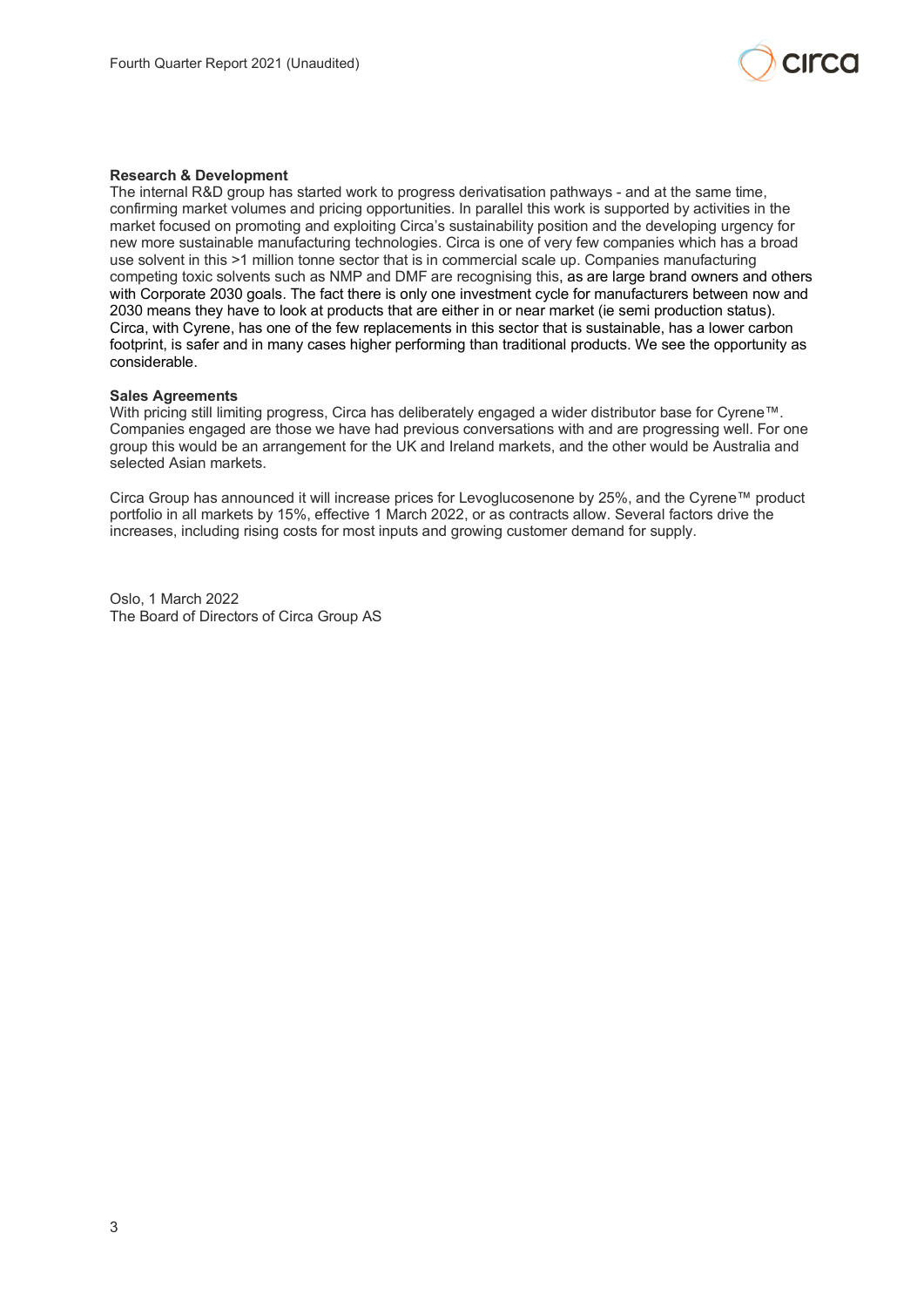**Research & Development**
The internal R&D group has started work to progress derivatisation pathways - and at the same time, confirming market volumes and pricing opportunities. In parallel this work is supported by activities in the market focused on promoting and exploiting Circa's sustainability position and the developing urgency for new more sustainable manufacturing technologies. Circa is one of very few companies which has a broad use solvent in this >1 million tonne sector that is in commercial scale up. Companies manufacturing competing toxic solvents such as NMP and DMF are recognising this, as are large brand owners and others with Corporate 2030 goals. The fact there is only one investment cycle for manufacturers between now and 2030 means they have to look at products that are either in or near market (ie semi production status). Circa, with Cyrene, has one of the few replacements in this sector that is sustainable, has a lower carbon footprint, is safer and in many cases higher performing than traditional products. We see the opportunity as considerable.

**Sales Agreements**
With pricing still limiting progress, Circa has deliberately engaged a wider distributor base for Cyrene™. Companies engaged are those we have had previous conversations with and are progressing well. For one group this would be an arrangement for the UK and Ireland markets, and the other would be Australia and selected Asian markets.

Circa Group has announced it will increase prices for Levoglucosenone by 25%, and the Cyrene™ product portfolio in all markets by 15%, effective 1 March 2022, or as contracts allow. Several factors drive the increases, including rising costs for most inputs and growing customer demand for supply.

Oslo, 1 March 2022
The Board of Directors of Circa Group AS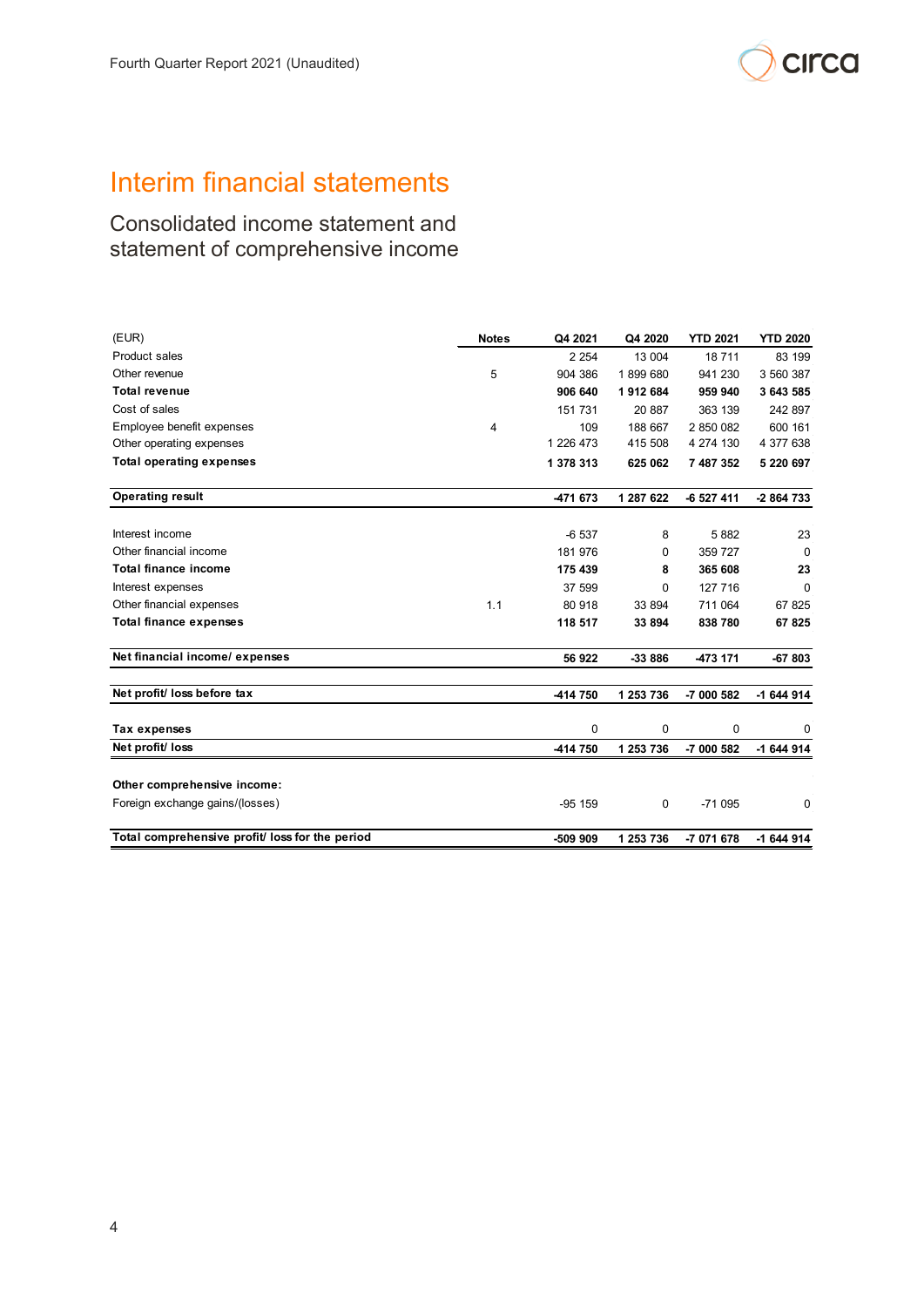# Interim financial statements

## Consolidated income statement and statement of comprehensive income

| (EUR) | Notes | Q4 2021 | Q4 2020 | YTD 2021 | YTD 2020 |
|---|---|---|---|---|---|
| Product sales | | 2 254 | 13 004 | 18 711 | 83 199 |
| Other revenue | 5 | 904 386 | 1 899 680 | 941 230 | 3 560 387 |
| **Total revenue** | | **906 640** | **1 912 684** | **959 940** | **3 643 585** |
| Cost of sales | | 151 731 | 20 887 | 363 139 | 242 897 |
| Employee benefit expenses | 4 | 109 | 188 667 | 2 850 082 | 600 161 |
| Other operating expenses | | 1 226 473 | 415 508 | 4 274 130 | 4 377 638 |
| **Total operating expenses** | | **1 378 313** | **625 062** | **7 487 352** | **5 220 697** |
| **Operating result** | | **-471 673** | **1 287 622** | **-6 527 411** | **-2 864 733** |
| Interest income | | -6 537 | 8 | 5 882 | 23 |
| Other financial income | | 181 976 | 0 | 359 727 | 0 |
| **Total finance income** | | **175 439** | **8** | **365 608** | **23** |
| Interest expenses | | 37 599 | 0 | 127 716 | 0 |
| Other financial expenses | 1.1 | 80 918 | 33 894 | 711 064 | 67 825 |
| **Total finance expenses** | | **118 517** | **33 894** | **838 780** | **67 825** |
| **Net financial income/ expenses** | | **56 922** | **-33 886** | **-473 171** | **-67 803** |
| **Net profit/ loss before tax** | | **-414 750** | **1 253 736** | **-7 000 582** | **-1 644 914** |
| **Tax expenses** | | 0 | 0 | 0 | 0 |
| **Net profit/ loss** | | **-414 750** | **1 253 736** | **-7 000 582** | **-1 644 914** |
| **Other comprehensive income:** | | | | | |
| Foreign exchange gains/(losses) | | -95 159 | 0 | -71 095 | 0 |
| **Total comprehensive profit/ loss for the period** | | **-509 909** | **1 253 736** | **-7 071 678** | **-1 644 914** |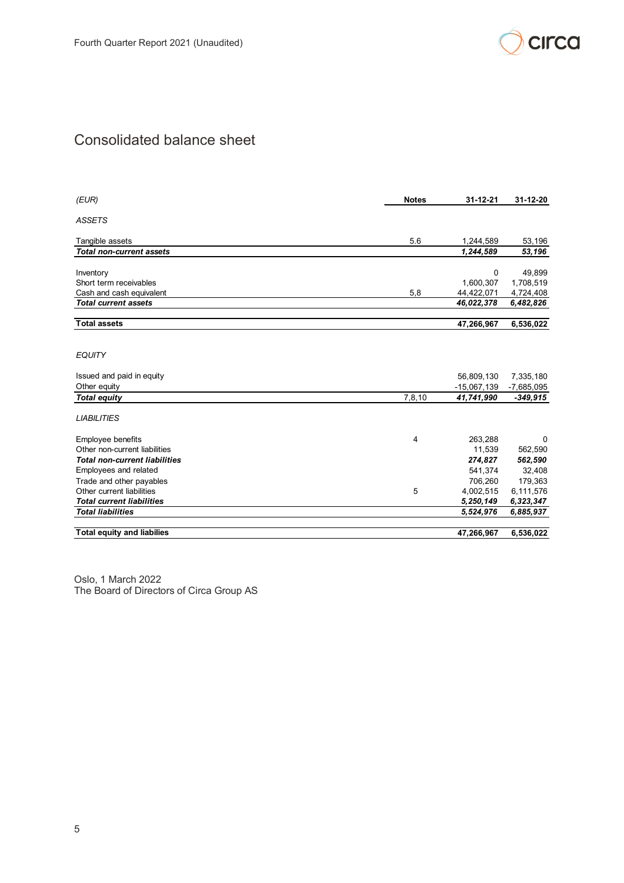# Consolidated balance sheet

| *(EUR)* | Notes | 31-12-21 | 31-12-20 |
|---|---|---|---|
| *ASSETS* | | | |
| Tangible assets | 5.6 | 1,244,589 | 53,196 |
| ***Total non-current assets*** | | ***1,244,589*** | ***53,196*** |
| Inventory | | 0 | 49,899 |
| Short term receivables | | 1,600,307 | 1,708,519 |
| Cash and cash equivalent | 5,8 | 44,422,071 | 4,724,408 |
| ***Total current assets*** | | ***46,022,378*** | ***6,482,826*** |
| **Total assets** | | **47,266,967** | **6,536,022** |
| *EQUITY* | | | |
| Issued and paid in equity | | 56,809,130 | 7,335,180 |
| Other equity | | -15,067,139 | -7,685,095 |
| ***Total equity*** | 7,8,10 | ***41,741,990*** | ***-349,915*** |
| *LIABILITIES* | | | |
| Employee benefits | 4 | 263,288 | 0 |
| Other non-current liabilities | | 11,539 | 562,590 |
| ***Total non-current liabilities*** | | ***274,827*** | ***562,590*** |
| Employees and related | | 541,374 | 32,408 |
| Trade and other payables | | 706,260 | 179,363 |
| Other current liabilities | 5 | 4,002,515 | 6,111,576 |
| ***Total current liabilities*** | | ***5,250,149*** | ***6,323,347*** |
| ***Total liabilities*** | | ***5,524,976*** | ***6,885,937*** |
| **Total equity and liabilies** | | **47,266,967** | **6,536,022** |

Oslo, 1 March 2022
The Board of Directors of Circa Group AS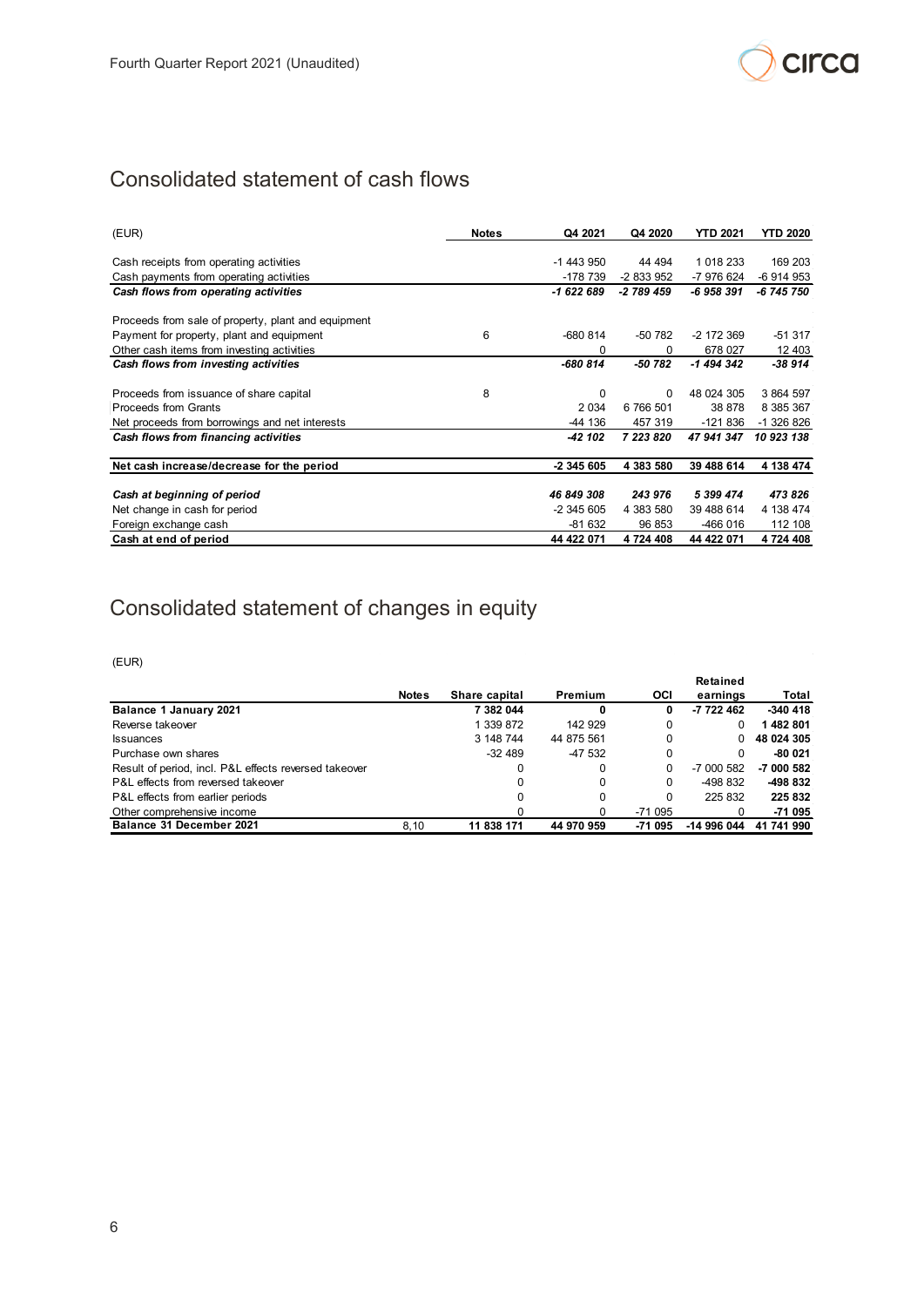## Consolidated statement of cash flows

| (EUR) | Notes | Q4 2021 | Q4 2020 | YTD 2021 | YTD 2020 |
|---|---|---|---|---|---|
| Cash receipts from operating activities | | -1 443 950 | 44 494 | 1 018 233 | 169 203 |
| Cash payments from operating activities | | -178 739 | -2 833 952 | -7 976 624 | -6 914 953 |
| ***Cash flows from operating activities*** | | ***-1 622 689*** | ***-2 789 459*** | ***-6 958 391*** | ***-6 745 750*** |
| Proceeds from sale of property, plant and equipment | | | | | |
| Payment for property, plant and equipment | 6 | -680 814 | -50 782 | -2 172 369 | -51 317 |
| Other cash items from investing activities | | 0 | 0 | 678 027 | 12 403 |
| ***Cash flows from investing activities*** | | ***-680 814*** | ***-50 782*** | ***-1 494 342*** | ***-38 914*** |
| Proceeds from issuance of share capital | 8 | 0 | 0 | 48 024 305 | 3 864 597 |
| Proceeds from Grants | | 2 034 | 6 766 501 | 38 878 | 8 385 367 |
| Net proceeds from borrowings and net interests | | -44 136 | 457 319 | -121 836 | -1 326 826 |
| ***Cash flows from financing activities*** | | ***-42 102*** | ***7 223 820*** | ***47 941 347*** | ***10 923 138*** |
| **Net cash increase/decrease for the period** | | **-2 345 605** | **4 383 580** | **39 488 614** | **4 138 474** |
| ***Cash at beginning of period*** | | ***46 849 308*** | ***243 976*** | ***5 399 474*** | ***473 826*** |
| Net change in cash for period | | -2 345 605 | 4 383 580 | 39 488 614 | 4 138 474 |
| Foreign exchange cash | | -81 632 | 96 853 | -466 016 | 112 108 |
| **Cash at end of period** | | **44 422 071** | **4 724 408** | **44 422 071** | **4 724 408** |

## Consolidated statement of changes in equity

(EUR)

| | Notes | Share capital | Premium | OCI | Retained earnings | Total |
|---|---|---|---|---|---|---|
| **Balance 1 January 2021** | | **7 382 044** | **0** | **0** | **-7 722 462** | **-340 418** |
| Reverse takeover | | 1 339 872 | 142 929 | 0 | 0 | **1 482 801** |
| Issuances | | 3 148 744 | 44 875 561 | 0 | 0 | **48 024 305** |
| Purchase own shares | | -32 489 | -47 532 | 0 | 0 | **-80 021** |
| Result of period, incl. P&L effects reversed takeover | | 0 | 0 | 0 | -7 000 582 | **-7 000 582** |
| P&L effects from reversed takeover | | 0 | 0 | 0 | -498 832 | **-498 832** |
| P&L effects from earlier periods | | 0 | 0 | 0 | 225 832 | **225 832** |
| Other comprehensive income | | 0 | 0 | -71 095 | 0 | **-71 095** |
| **Balance 31 December 2021** | 8,10 | **11 838 171** | **44 970 959** | **-71 095** | **-14 996 044** | **41 741 990** |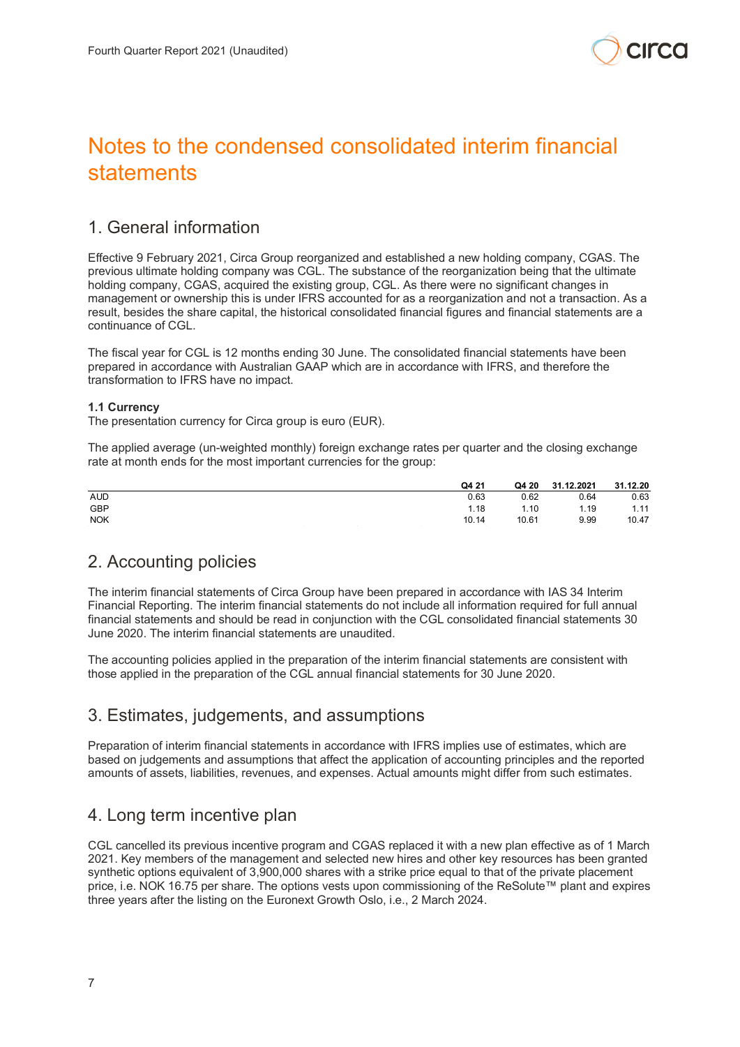# Notes to the condensed consolidated interim financial statements

## 1. General information

Effective 9 February 2021, Circa Group reorganized and established a new holding company, CGAS. The previous ultimate holding company was CGL. The substance of the reorganization being that the ultimate holding company, CGAS, acquired the existing group, CGL. As there were no significant changes in management or ownership this is under IFRS accounted for as a reorganization and not a transaction. As a result, besides the share capital, the historical consolidated financial figures and financial statements are a continuance of CGL.

The fiscal year for CGL is 12 months ending 30 June. The consolidated financial statements have been prepared in accordance with Australian GAAP which are in accordance with IFRS, and therefore the transformation to IFRS have no impact.

**1.1 Currency**

The presentation currency for Circa group is euro (EUR).

The applied average (un-weighted monthly) foreign exchange rates per quarter and the closing exchange rate at month ends for the most important currencies for the group:

| | Q4 21 | Q4 20 | 31.12.2021 | 31.12.20 |
|---|---|---|---|---|
| AUD | 0.63 | 0.62 | 0.64 | 0.63 |
| GBP | 1.18 | 1.10 | 1.19 | 1.11 |
| NOK | 10.14 | 10.61 | 9.99 | 10.47 |

## 2. Accounting policies

The interim financial statements of Circa Group have been prepared in accordance with IAS 34 Interim Financial Reporting. The interim financial statements do not include all information required for full annual financial statements and should be read in conjunction with the CGL consolidated financial statements 30 June 2020. The interim financial statements are unaudited.

The accounting policies applied in the preparation of the interim financial statements are consistent with those applied in the preparation of the CGL annual financial statements for 30 June 2020.

## 3. Estimates, judgements, and assumptions

Preparation of interim financial statements in accordance with IFRS implies use of estimates, which are based on judgements and assumptions that affect the application of accounting principles and the reported amounts of assets, liabilities, revenues, and expenses. Actual amounts might differ from such estimates.

## 4. Long term incentive plan

CGL cancelled its previous incentive program and CGAS replaced it with a new plan effective as of 1 March 2021. Key members of the management and selected new hires and other key resources has been granted synthetic options equivalent of 3,900,000 shares with a strike price equal to that of the private placement price, i.e. NOK 16.75 per share. The options vests upon commissioning of the ReSolute™ plant and expires three years after the listing on the Euronext Growth Oslo, i.e., 2 March 2024.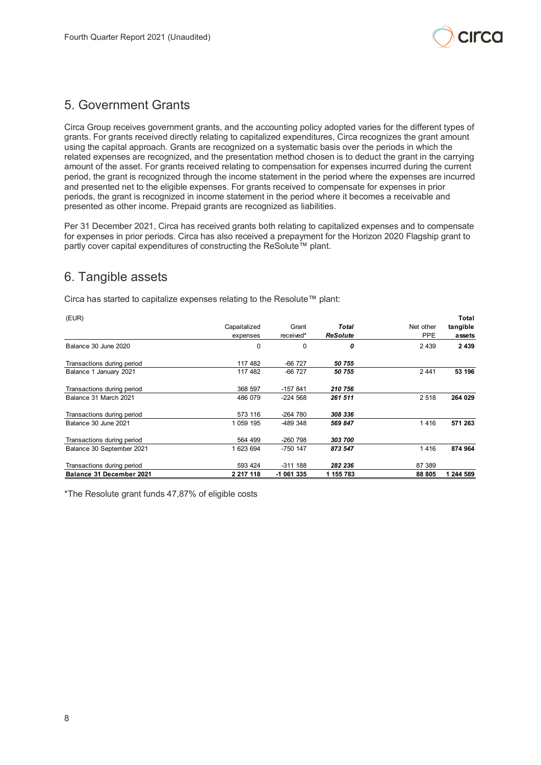## 5. Government Grants

Circa Group receives government grants, and the accounting policy adopted varies for the different types of grants. For grants received directly relating to capitalized expenditures, Circa recognizes the grant amount using the capital approach. Grants are recognized on a systematic basis over the periods in which the related expenses are recognized, and the presentation method chosen is to deduct the grant in the carrying amount of the asset. For grants received relating to compensation for expenses incurred during the current period, the grant is recognized through the income statement in the period where the expenses are incurred and presented net to the eligible expenses. For grants received to compensate for expenses in prior periods, the grant is recognized in income statement in the period where it becomes a receivable and presented as other income. Prepaid grants are recognized as liabilities.

Per 31 December 2021, Circa has received grants both relating to capitalized expenses and to compensate for expenses in prior periods. Circa has also received a prepayment for the Horizon 2020 Flagship grant to partly cover capital expenditures of constructing the ReSolute™ plant.

## 6. Tangible assets

Circa has started to capitalize expenses relating to the Resolute™ plant:

| (EUR) | Capaitalized expenses | Grant received* | *Total ReSolute* | Net other PPE | **Total tangible assets** |
|---|---|---|---|---|---|
| Balance 30 June 2020 | 0 | 0 | *0* | 2 439 | **2 439** |
| Transactions during period | 117 482 | -66 727 | *50 755* | | |
| Balance 1 January 2021 | 117 482 | -66 727 | *50 755* | 2 441 | **53 196** |
| Transactions during period | 368 597 | -157 841 | *210 756* | | |
| Balance 31 March 2021 | 486 079 | -224 568 | *261 511* | 2 518 | **264 029** |
| Transactions during period | 573 116 | -264 780 | *308 336* | | |
| Balance 30 June 2021 | 1 059 195 | -489 348 | *569 847* | 1 416 | **571 263** |
| Transactions during period | 564 499 | -260 798 | *303 700* | | |
| Balance 30 September 2021 | 1 623 694 | -750 147 | *873 547* | 1 416 | **874 964** |
| Transactions during period | 593 424 | -311 188 | *282 236* | 87 389 | |
| **Balance 31 December 2021** | **2 217 118** | **-1 061 335** | **1 155 783** | **88 805** | **1 244 589** |

*The Resolute grant funds 47,87% of eligible costs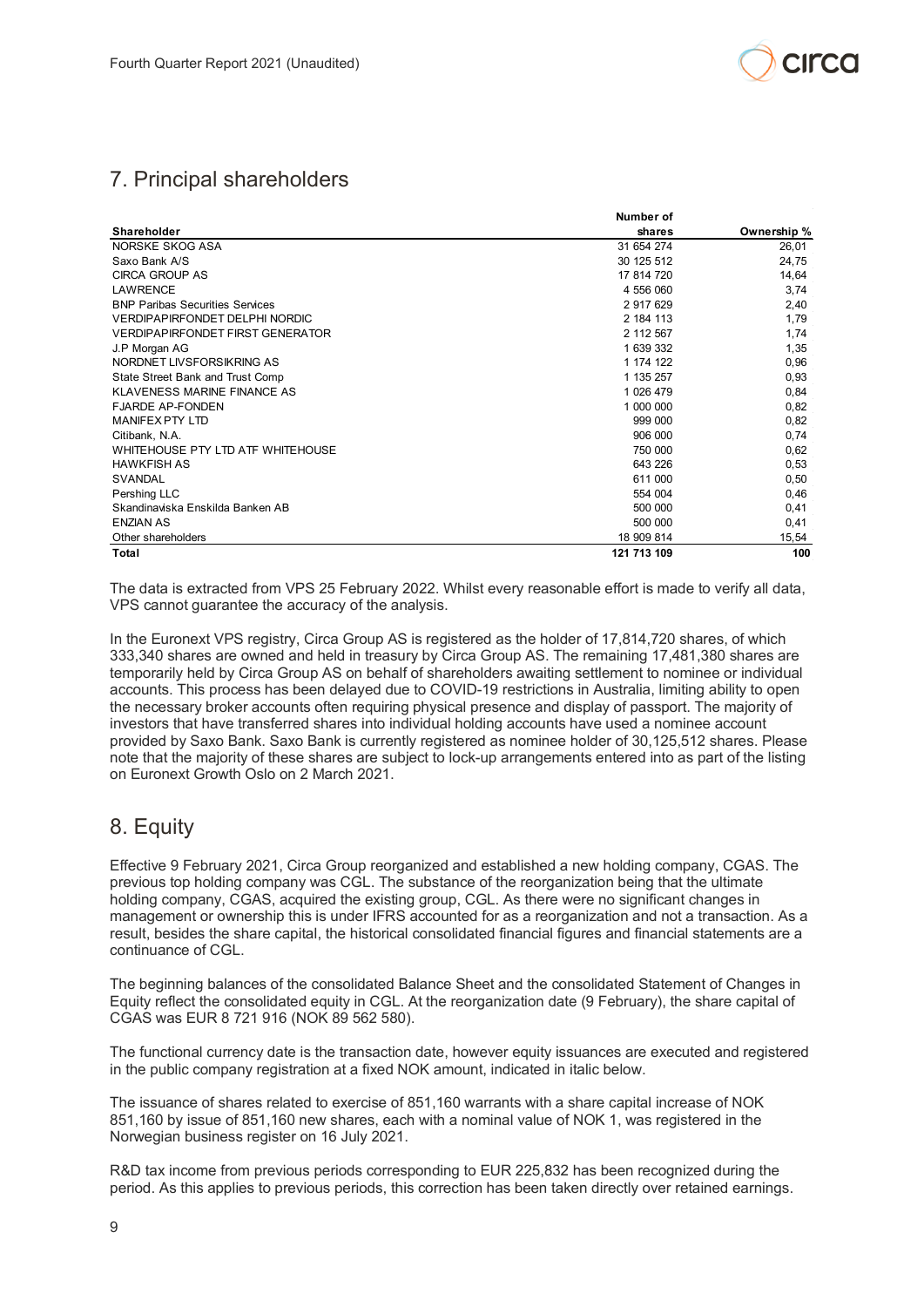## 7. Principal shareholders

| Shareholder | Number of shares | Ownership % |
|---|---|---|
| NORSKE SKOG ASA | 31 654 274 | 26,01 |
| Saxo Bank A/S | 30 125 512 | 24,75 |
| CIRCA GROUP AS | 17 814 720 | 14,64 |
| LAWRENCE | 4 556 060 | 3,74 |
| BNP Paribas Securities Services | 2 917 629 | 2,40 |
| VERDIPAPIRFONDET DELPHI NORDIC | 2 184 113 | 1,79 |
| VERDIPAPIRFONDET FIRST GENERATOR | 2 112 567 | 1,74 |
| J.P Morgan AG | 1 639 332 | 1,35 |
| NORDNET LIVSFORSIKRING AS | 1 174 122 | 0,96 |
| State Street Bank and Trust Comp | 1 135 257 | 0,93 |
| KLAVENESS MARINE FINANCE AS | 1 026 479 | 0,84 |
| FJARDE AP-FONDEN | 1 000 000 | 0,82 |
| MANIFEX PTY LTD | 999 000 | 0,82 |
| Citibank, N.A. | 906 000 | 0,74 |
| WHITEHOUSE PTY LTD ATF WHITEHOUSE | 750 000 | 0,62 |
| HAWKFISH AS | 643 226 | 0,53 |
| SVANDAL | 611 000 | 0,50 |
| Pershing LLC | 554 004 | 0,46 |
| Skandinaviska Enskilda Banken AB | 500 000 | 0,41 |
| ENZIAN AS | 500 000 | 0,41 |
| Other shareholders | 18 909 814 | 15,54 |
| **Total** | **121 713 109** | **100** |

The data is extracted from VPS 25 February 2022. Whilst every reasonable effort is made to verify all data, VPS cannot guarantee the accuracy of the analysis.

In the Euronext VPS registry, Circa Group AS is registered as the holder of 17,814,720 shares, of which 333,340 shares are owned and held in treasury by Circa Group AS. The remaining 17,481,380 shares are temporarily held by Circa Group AS on behalf of shareholders awaiting settlement to nominee or individual accounts. This process has been delayed due to COVID-19 restrictions in Australia, limiting ability to open the necessary broker accounts often requiring physical presence and display of passport. The majority of investors that have transferred shares into individual holding accounts have used a nominee account provided by Saxo Bank. Saxo Bank is currently registered as nominee holder of 30,125,512 shares. Please note that the majority of these shares are subject to lock-up arrangements entered into as part of the listing on Euronext Growth Oslo on 2 March 2021.

## 8. Equity

Effective 9 February 2021, Circa Group reorganized and established a new holding company, CGAS. The previous top holding company was CGL. The substance of the reorganization being that the ultimate holding company, CGAS, acquired the existing group, CGL. As there were no significant changes in management or ownership this is under IFRS accounted for as a reorganization and not a transaction. As a result, besides the share capital, the historical consolidated financial figures and financial statements are a continuance of CGL.

The beginning balances of the consolidated Balance Sheet and the consolidated Statement of Changes in Equity reflect the consolidated equity in CGL. At the reorganization date (9 February), the share capital of CGAS was EUR 8 721 916 (NOK 89 562 580).

The functional currency date is the transaction date, however equity issuances are executed and registered in the public company registration at a fixed NOK amount, indicated in italic below.

The issuance of shares related to exercise of 851,160 warrants with a share capital increase of NOK 851,160 by issue of 851,160 new shares, each with a nominal value of NOK 1, was registered in the Norwegian business register on 16 July 2021.

R&D tax income from previous periods corresponding to EUR 225,832 has been recognized during the period. As this applies to previous periods, this correction has been taken directly over retained earnings.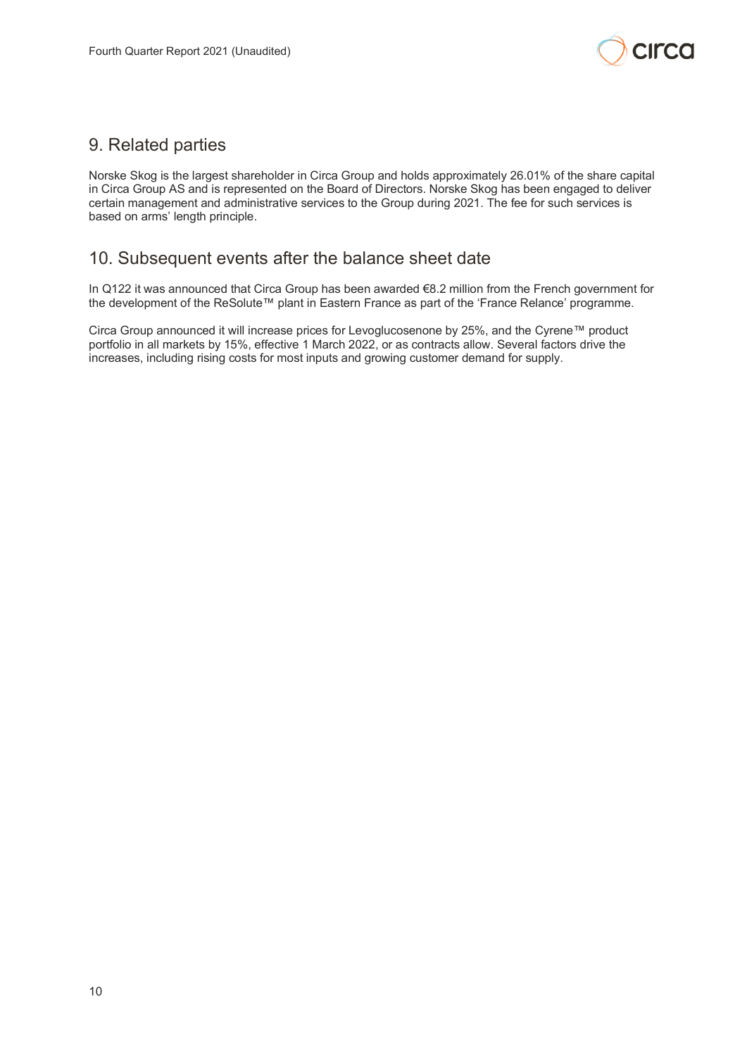## 9. Related parties

Norske Skog is the largest shareholder in Circa Group and holds approximately 26.01% of the share capital in Circa Group AS and is represented on the Board of Directors. Norske Skog has been engaged to deliver certain management and administrative services to the Group during 2021. The fee for such services is based on arms' length principle.

## 10. Subsequent events after the balance sheet date

In Q122 it was announced that Circa Group has been awarded €8.2 million from the French government for the development of the ReSolute™ plant in Eastern France as part of the 'France Relance' programme.

Circa Group announced it will increase prices for Levoglucosenone by 25%, and the Cyrene™ product portfolio in all markets by 15%, effective 1 March 2022, or as contracts allow. Several factors drive the increases, including rising costs for most inputs and growing customer demand for supply.